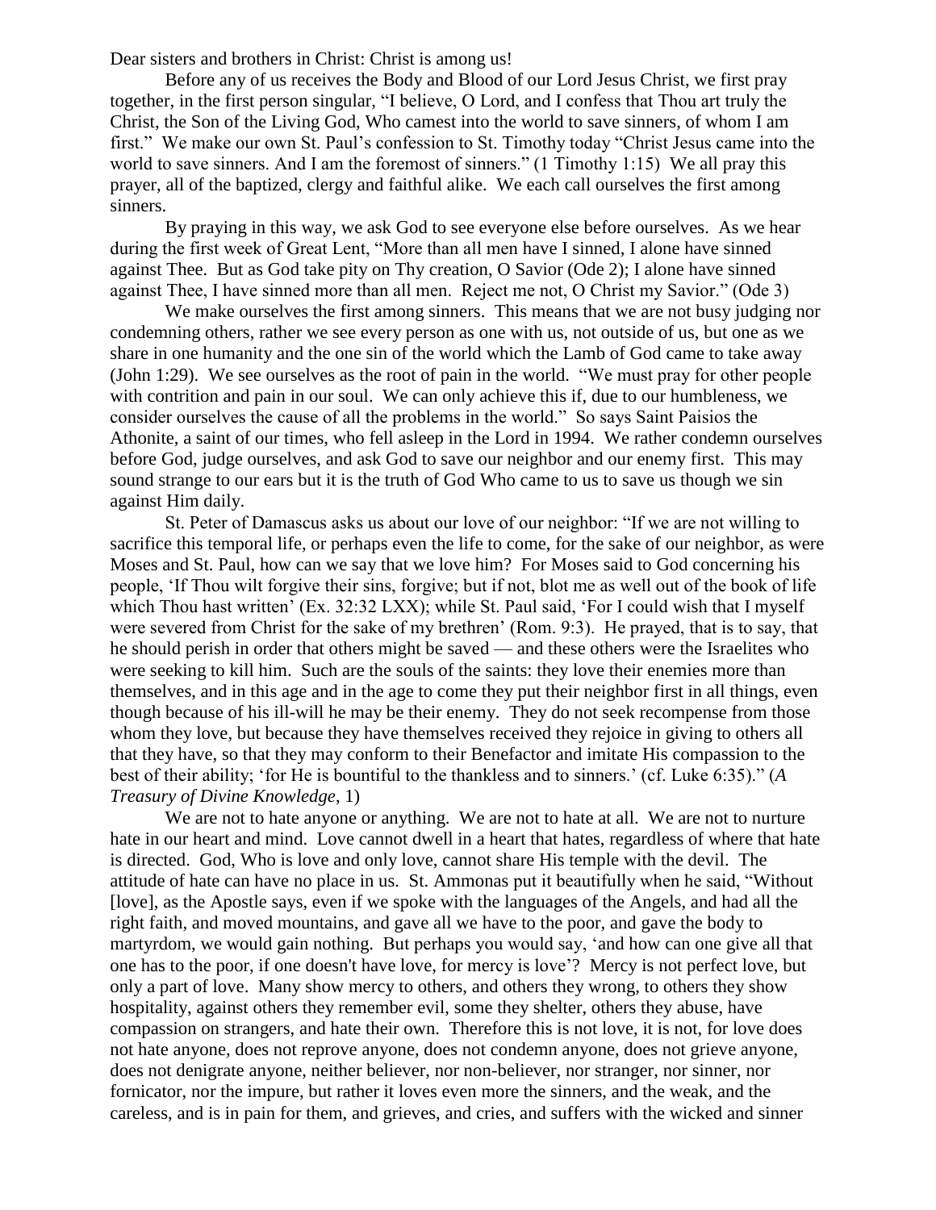Dear sisters and brothers in Christ: Christ is among us!

Before any of us receives the Body and Blood of our Lord Jesus Christ, we first pray together, in the first person singular, "I believe, O Lord, and I confess that Thou art truly the Christ, the Son of the Living God, Who camest into the world to save sinners, of whom I am first." We make our own St. Paul's confession to St. Timothy today "Christ Jesus came into the world to save sinners. And I am the foremost of sinners." (1 Timothy 1:15) We all pray this prayer, all of the baptized, clergy and faithful alike. We each call ourselves the first among sinners.

By praying in this way, we ask God to see everyone else before ourselves. As we hear during the first week of Great Lent, "More than all men have I sinned, I alone have sinned against Thee. But as God take pity on Thy creation, O Savior (Ode 2); I alone have sinned against Thee, I have sinned more than all men. Reject me not, O Christ my Savior." (Ode 3)

We make ourselves the first among sinners. This means that we are not busy judging nor condemning others, rather we see every person as one with us, not outside of us, but one as we share in one humanity and the one sin of the world which the Lamb of God came to take away (John 1:29). We see ourselves as the root of pain in the world. "We must pray for other people with contrition and pain in our soul. We can only achieve this if, due to our humbleness, we consider ourselves the cause of all the problems in the world." So says Saint Paisios the Athonite, a saint of our times, who fell asleep in the Lord in 1994. We rather condemn ourselves before God, judge ourselves, and ask God to save our neighbor and our enemy first. This may sound strange to our ears but it is the truth of God Who came to us to save us though we sin against Him daily.

St. Peter of Damascus asks us about our love of our neighbor: "If we are not willing to sacrifice this temporal life, or perhaps even the life to come, for the sake of our neighbor, as were Moses and St. Paul, how can we say that we love him? For Moses said to God concerning his people, 'If Thou wilt forgive their sins, forgive; but if not, blot me as well out of the book of life which Thou hast written' (Ex. 32:32 LXX); while St. Paul said, 'For I could wish that I myself were severed from Christ for the sake of my brethren' (Rom. 9:3). He prayed, that is to say, that he should perish in order that others might be saved — and these others were the Israelites who were seeking to kill him. Such are the souls of the saints: they love their enemies more than themselves, and in this age and in the age to come they put their neighbor first in all things, even though because of his ill-will he may be their enemy. They do not seek recompense from those whom they love, but because they have themselves received they rejoice in giving to others all that they have, so that they may conform to their Benefactor and imitate His compassion to the best of their ability; 'for He is bountiful to the thankless and to sinners.' (cf. Luke 6:35)." (*A Treasury of Divine Knowledge*, 1)

We are not to hate anyone or anything. We are not to hate at all. We are not to nurture hate in our heart and mind. Love cannot dwell in a heart that hates, regardless of where that hate is directed. God, Who is love and only love, cannot share His temple with the devil. The attitude of hate can have no place in us. St. Ammonas put it beautifully when he said, "Without [love], as the Apostle says, even if we spoke with the languages of the Angels, and had all the right faith, and moved mountains, and gave all we have to the poor, and gave the body to martyrdom, we would gain nothing. But perhaps you would say, 'and how can one give all that one has to the poor, if one doesn't have love, for mercy is love'? Mercy is not perfect love, but only a part of love. Many show mercy to others, and others they wrong, to others they show hospitality, against others they remember evil, some they shelter, others they abuse, have compassion on strangers, and hate their own. Therefore this is not love, it is not, for love does not hate anyone, does not reprove anyone, does not condemn anyone, does not grieve anyone, does not denigrate anyone, neither believer, nor non-believer, nor stranger, nor sinner, nor fornicator, nor the impure, but rather it loves even more the sinners, and the weak, and the careless, and is in pain for them, and grieves, and cries, and suffers with the wicked and sinner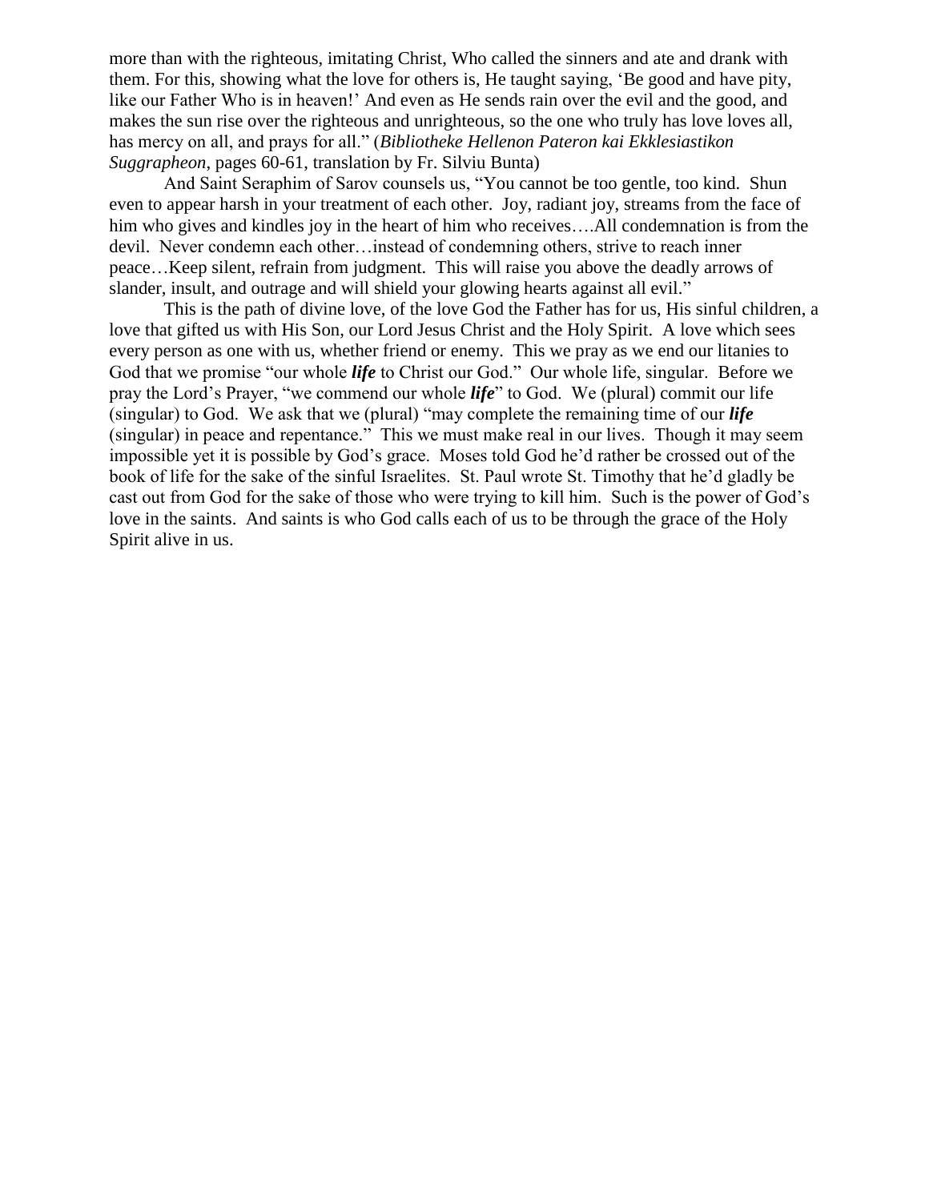more than with the righteous, imitating Christ, Who called the sinners and ate and drank with them. For this, showing what the love for others is, He taught saying, 'Be good and have pity, like our Father Who is in heaven!' And even as He sends rain over the evil and the good, and makes the sun rise over the righteous and unrighteous, so the one who truly has love loves all, has mercy on all, and prays for all." (*Bibliotheke Hellenon Pateron kai Ekklesiastikon Suggrapheon*, pages 60-61, translation by Fr. Silviu Bunta)

And Saint Seraphim of Sarov counsels us, "You cannot be too gentle, too kind. Shun even to appear harsh in your treatment of each other. Joy, radiant joy, streams from the face of him who gives and kindles joy in the heart of him who receives….All condemnation is from the devil. Never condemn each other…instead of condemning others, strive to reach inner peace…Keep silent, refrain from judgment. This will raise you above the deadly arrows of slander, insult, and outrage and will shield your glowing hearts against all evil."

This is the path of divine love, of the love God the Father has for us, His sinful children, a love that gifted us with His Son, our Lord Jesus Christ and the Holy Spirit. A love which sees every person as one with us, whether friend or enemy. This we pray as we end our litanies to God that we promise "our whole ***life*** to Christ our God." Our whole life, singular. Before we pray the Lord's Prayer, "we commend our whole ***life***" to God. We (plural) commit our life (singular) to God. We ask that we (plural) "may complete the remaining time of our ***life*** (singular) in peace and repentance." This we must make real in our lives. Though it may seem impossible yet it is possible by God's grace. Moses told God he'd rather be crossed out of the book of life for the sake of the sinful Israelites. St. Paul wrote St. Timothy that he'd gladly be cast out from God for the sake of those who were trying to kill him. Such is the power of God's love in the saints. And saints is who God calls each of us to be through the grace of the Holy Spirit alive in us.